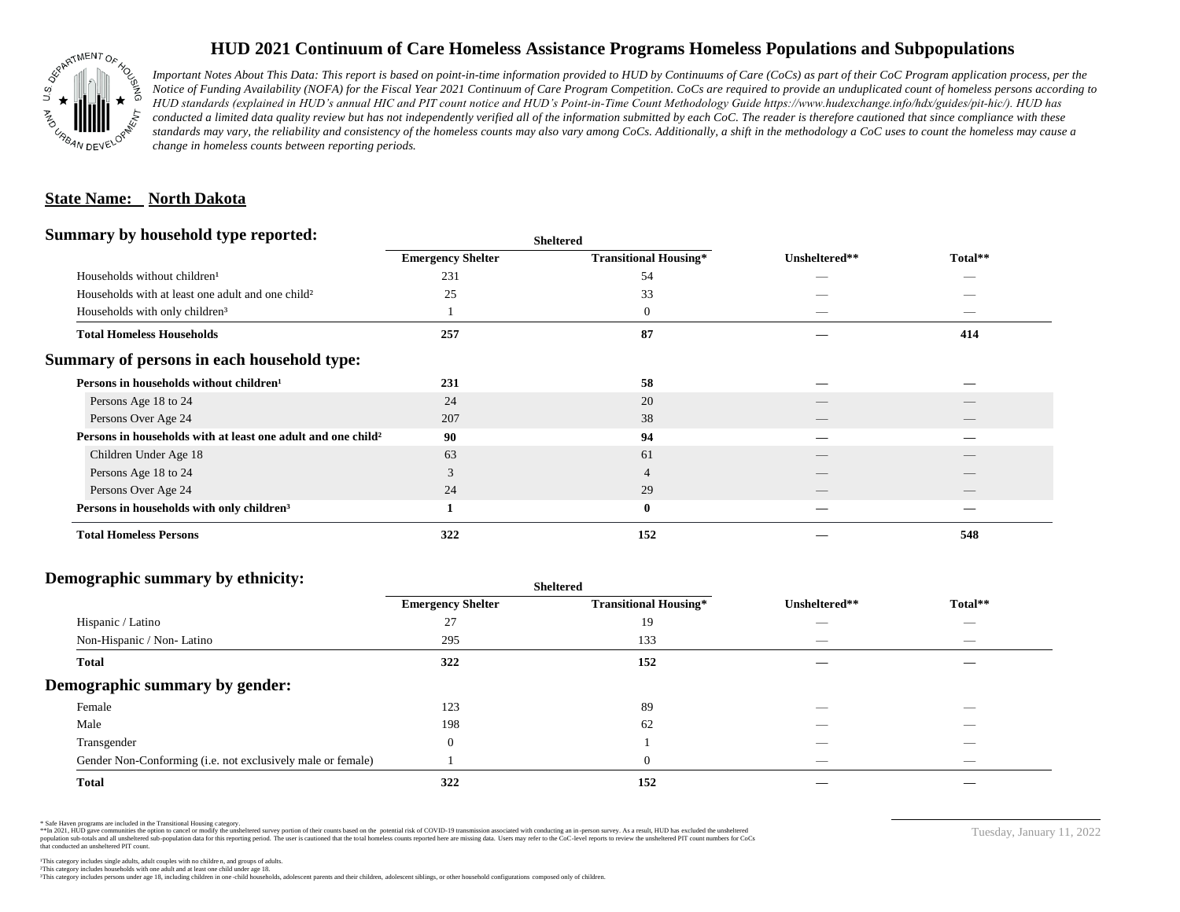# HUD 2021 Continuum of Care Homeless Assistance Programs Homeless Populations and Subpopulations

*Important Notes About This Data: This report is based on point-in-time information provided to HUD by Continuums of Care (CoCs) as part of their CoC Program application process, per the Notice of Funding Availability (NOFA) for the Fiscal Year 2021 Continuum of Care Program Competition. CoCs are required to provide an unduplicated count of homeless persons according to HUD standards (explained in HUD's annual HIC and PIT count notice and HUD's Point-in-Time Count Methodology Guide https://www.hudexchange.info/hdx/guides/pit-hic/). HUD has conducted a limited data quality review but has not independently verified all of the information submitted by each CoC. The reader is therefore cautioned that since compliance with these standards may vary, the reliability and consistency of the homeless counts may also vary among CoCs. Additionally, a shift in the methodology a CoC uses to count the homeless may cause a change in homeless counts between reporting periods.*

**State Name: North Dakota**

## Summary by household type reported:

| | Sheltered | | | |
|---|---|---|---|---|
| | **Emergency Shelter** | **Transitional Housing*** | **Unsheltered**** | **Total**** |
| Households without children[1] | 231 | 54 | — | — |
| Households with at least one adult and one child[2] | 25 | 33 | — | — |
| Households with only children[3] | 1 | 0 | — | — |
| **Total Homeless Households** | **257** | **87** | **—** | **414** |

## Summary of persons in each household type:

| | Emergency Shelter | Transitional Housing* | Unsheltered** | Total** |
|---|---|---|---|---|
| **Persons in households without children[1]** | **231** | **58** | **—** | **—** |
| Persons Age 18 to 24 | 24 | 20 | — | — |
| Persons Over Age 24 | 207 | 38 | — | — |
| **Persons in households with at least one adult and one child[2]** | **90** | **94** | **—** | **—** |
| Children Under Age 18 | 63 | 61 | — | — |
| Persons Age 18 to 24 | 3 | 4 | — | — |
| Persons Over Age 24 | 24 | 29 | — | — |
| **Persons in households with only children[3]** | **1** | **0** | **—** | **—** |
| **Total Homeless Persons** | **322** | **152** | **—** | **548** |

## Demographic summary by ethnicity:

| | Sheltered | | | |
|---|---|---|---|---|
| | **Emergency Shelter** | **Transitional Housing*** | **Unsheltered**** | **Total**** |
| Hispanic / Latino | 27 | 19 | — | — |
| Non-Hispanic / Non- Latino | 295 | 133 | — | — |
| **Total** | **322** | **152** | **—** | **—** |

## Demographic summary by gender:

| | Emergency Shelter | Transitional Housing* | Unsheltered** | Total** |
|---|---|---|---|---|
| Female | 123 | 89 | — | — |
| Male | 198 | 62 | — | — |
| Transgender | 0 | 1 | — | — |
| Gender Non-Conforming (i.e. not exclusively male or female) | 1 | 0 | — | — |
| **Total** | **322** | **152** | **—** | **—** |

\* Safe Haven programs are included in the Transitional Housing category.
\*\*In 2021, HUD gave communities the option to cancel or modify the unsheltered survey portion of their counts based on the potential risk of COVID-19 transmission associated with conducting an in-person survey. As a result, HUD has excluded the unsheltered population sub-totals and all unsheltered sub-population data for this reporting period. The user is cautioned that the total homeless counts reported here are missing data. Users may refer to the CoC-level reports to review the unsheltered PIT count numbers for CoCs that conducted an unsheltered PIT count.

[1]This category includes single adults, adult couples with no children, and groups of adults.
[2]This category includes households with one adult and at least one child under age 18.
[3]This category includes persons under age 18, including children in one-child households, adolescent parents and their children, adolescent siblings, or other household configurations composed only of children.

Tuesday, January 11, 2022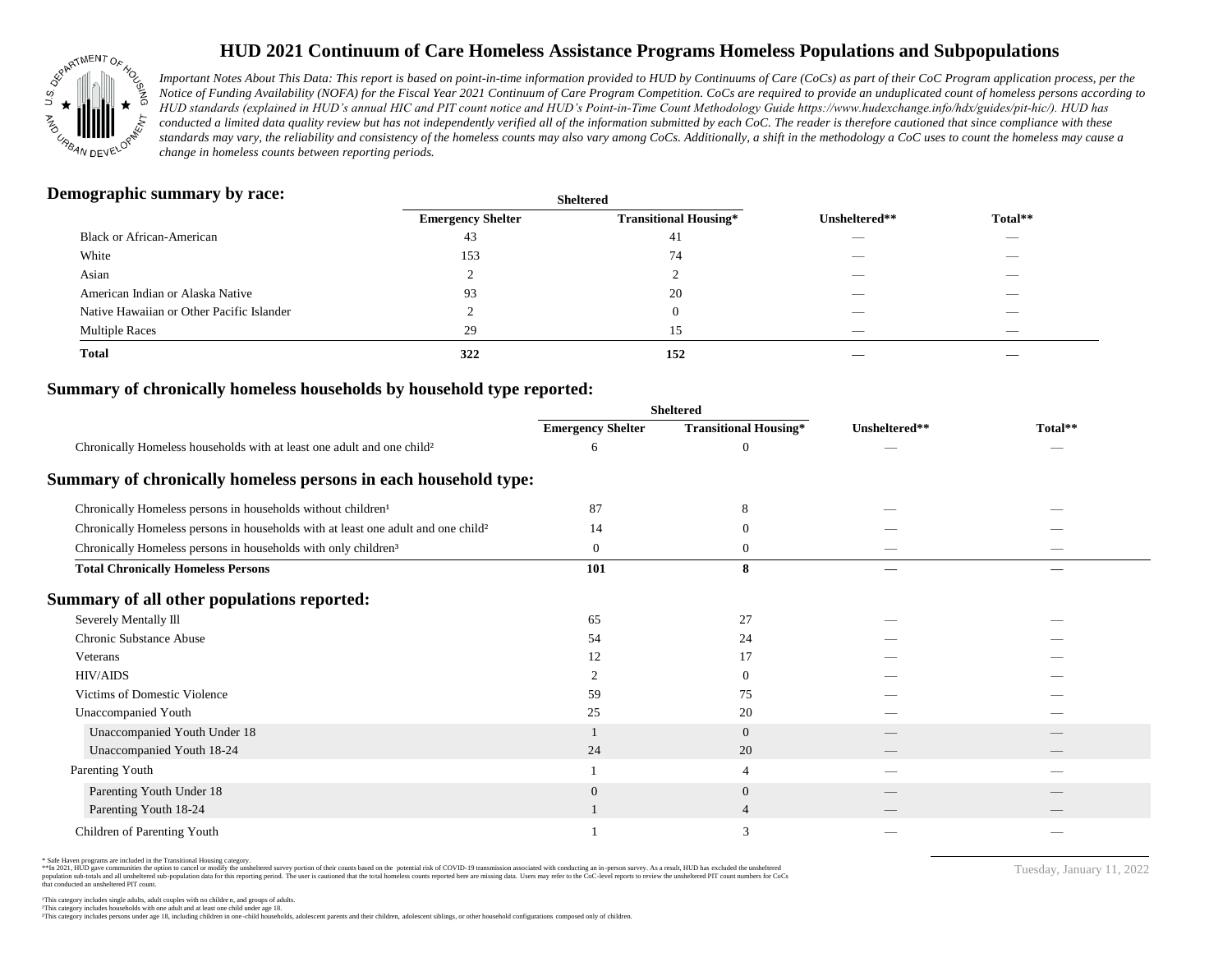# HUD 2021 Continuum of Care Homeless Assistance Programs Homeless Populations and Subpopulations

*Important Notes About This Data: This report is based on point-in-time information provided to HUD by Continuums of Care (CoCs) as part of their CoC Program application process, per the Notice of Funding Availability (NOFA) for the Fiscal Year 2021 Continuum of Care Program Competition. CoCs are required to provide an unduplicated count of homeless persons according to HUD standards (explained in HUD's annual HIC and PIT count notice and HUD's Point-in-Time Count Methodology Guide https://www.hudexchange.info/hdx/guides/pit-hic/). HUD has conducted a limited data quality review but has not independently verified all of the information submitted by each CoC. The reader is therefore cautioned that since compliance with these standards may vary, the reliability and consistency of the homeless counts may also vary among CoCs. Additionally, a shift in the methodology a CoC uses to count the homeless may cause a change in homeless counts between reporting periods.*

## Demographic summary by race:

| | Sheltered | | | |
|---|---|---|---|---|
| | Emergency Shelter | Transitional Housing* | Unsheltered** | Total** |
| Black or African-American | 43 | 41 | — | — |
| White | 153 | 74 | — | — |
| Asian | 2 | 2 | — | — |
| American Indian or Alaska Native | 93 | 20 | — | — |
| Native Hawaiian or Other Pacific Islander | 2 | 0 | — | — |
| Multiple Races | 29 | 15 | — | — |
| **Total** | **322** | **152** | **—** | **—** |

## Summary of chronically homeless households by household type reported:

| | Sheltered | | | |
|---|---|---|---|---|
| | Emergency Shelter | Transitional Housing* | Unsheltered** | Total** |
| Chronically Homeless households with at least one adult and one child[2] | 6 | 0 | — | — |

## Summary of chronically homeless persons in each household type:

| | Emergency Shelter | Transitional Housing* | Unsheltered** | Total** |
|---|---|---|---|---|
| Chronically Homeless persons in households without children[1] | 87 | 8 | — | — |
| Chronically Homeless persons in households with at least one adult and one child[2] | 14 | 0 | — | — |
| Chronically Homeless persons in households with only children[3] | 0 | 0 | — | — |
| **Total Chronically Homeless Persons** | **101** | **8** | **—** | **—** |

## Summary of all other populations reported:

| | Emergency Shelter | Transitional Housing* | Unsheltered** | Total** |
|---|---|---|---|---|
| Severely Mentally Ill | 65 | 27 | — | — |
| Chronic Substance Abuse | 54 | 24 | — | — |
| Veterans | 12 | 17 | — | — |
| HIV/AIDS | 2 | 0 | — | — |
| Victims of Domestic Violence | 59 | 75 | — | — |
| Unaccompanied Youth | 25 | 20 | — | — |
| Unaccompanied Youth Under 18 | 1 | 0 | — | — |
| Unaccompanied Youth 18-24 | 24 | 20 | — | — |
| Parenting Youth | 1 | 4 | — | — |
| Parenting Youth Under 18 | 0 | 0 | — | — |
| Parenting Youth 18-24 | 1 | 4 | — | — |
| Children of Parenting Youth | 1 | 3 | — | — |

* Safe Haven programs are included in the Transitional Housing category.
**In 2021, HUD gave communities the option to cancel or modify the unsheltered survey portion of their counts based on the potential risk of COVID-19 transmission associated with conducting an in-person survey. As a result, HUD has excluded the unsheltered population sub-totals and all unsheltered sub-population data for this reporting period. The user is cautioned that the total homeless counts reported here are missing data. Users may refer to the CoC-level reports to review the unsheltered PIT count numbers for CoCs that conducted an unsheltered PIT count.

[1]This category includes single adults, adult couples with no children, and groups of adults.
[2]This category includes households with one adult and at least one child under age 18.
[3]This category includes persons under age 18, including children in one-child households, adolescent parents and their children, adolescent siblings, or other household configurations composed only of children.

Tuesday, January 11, 2022